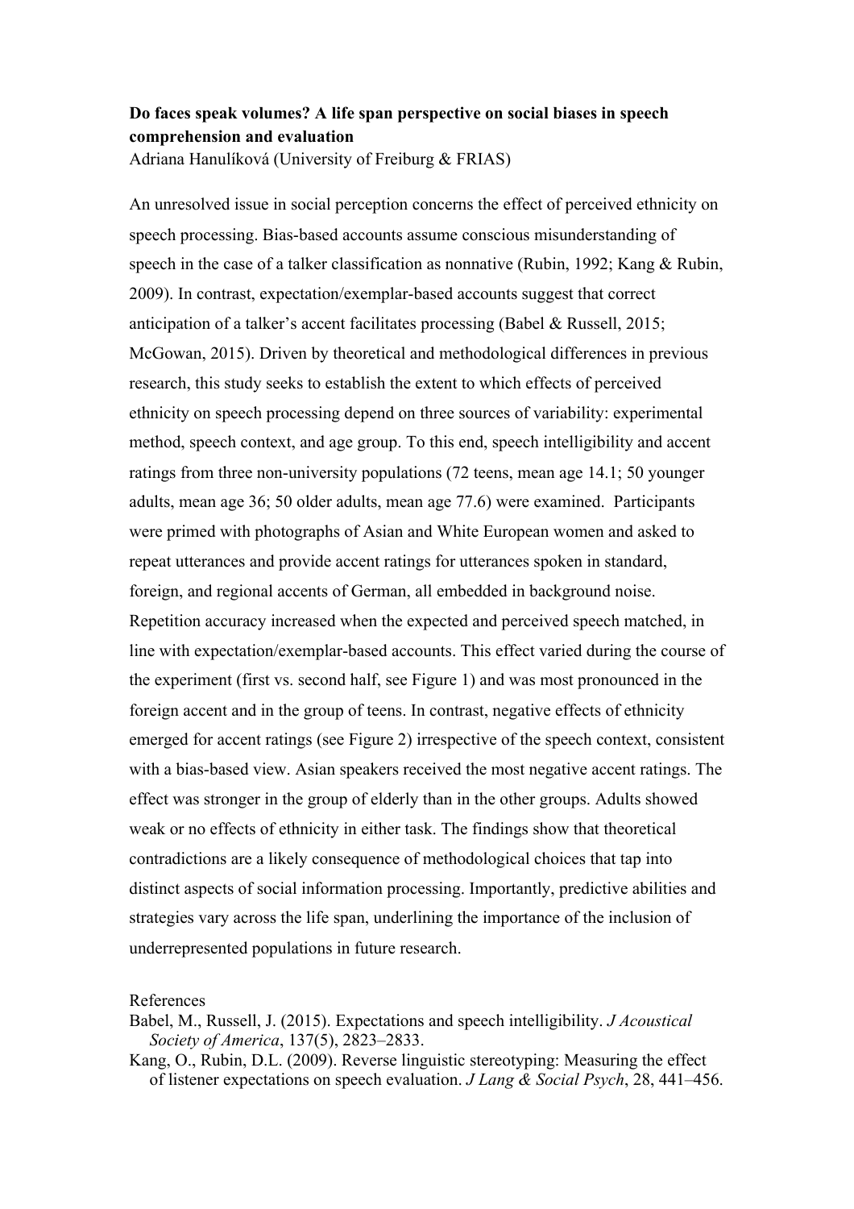**Do faces speak volumes? A life span perspective on social biases in speech comprehension and evaluation**

Adriana Hanulíková (University of Freiburg & FRIAS)

An unresolved issue in social perception concerns the effect of perceived ethnicity on speech processing. Bias-based accounts assume conscious misunderstanding of speech in the case of a talker classification as nonnative (Rubin, 1992; Kang & Rubin, 2009). In contrast, expectation/exemplar-based accounts suggest that correct anticipation of a talker's accent facilitates processing (Babel & Russell, 2015; McGowan, 2015). Driven by theoretical and methodological differences in previous research, this study seeks to establish the extent to which effects of perceived ethnicity on speech processing depend on three sources of variability: experimental method, speech context, and age group. To this end, speech intelligibility and accent ratings from three non-university populations (72 teens, mean age 14.1; 50 younger adults, mean age 36; 50 older adults, mean age 77.6) were examined. Participants were primed with photographs of Asian and White European women and asked to repeat utterances and provide accent ratings for utterances spoken in standard, foreign, and regional accents of German, all embedded in background noise. Repetition accuracy increased when the expected and perceived speech matched, in line with expectation/exemplar-based accounts. This effect varied during the course of the experiment (first vs. second half, see Figure 1) and was most pronounced in the foreign accent and in the group of teens. In contrast, negative effects of ethnicity emerged for accent ratings (see Figure 2) irrespective of the speech context, consistent with a bias-based view. Asian speakers received the most negative accent ratings. The effect was stronger in the group of elderly than in the other groups. Adults showed weak or no effects of ethnicity in either task. The findings show that theoretical contradictions are a likely consequence of methodological choices that tap into distinct aspects of social information processing. Importantly, predictive abilities and strategies vary across the life span, underlining the importance of the inclusion of underrepresented populations in future research.

References

Babel, M., Russell, J. (2015). Expectations and speech intelligibility. *J Acoustical Society of America*, 137(5), 2823–2833.

Kang, O., Rubin, D.L. (2009). Reverse linguistic stereotyping: Measuring the effect of listener expectations on speech evaluation. *J Lang & Social Psych*, 28, 441–456.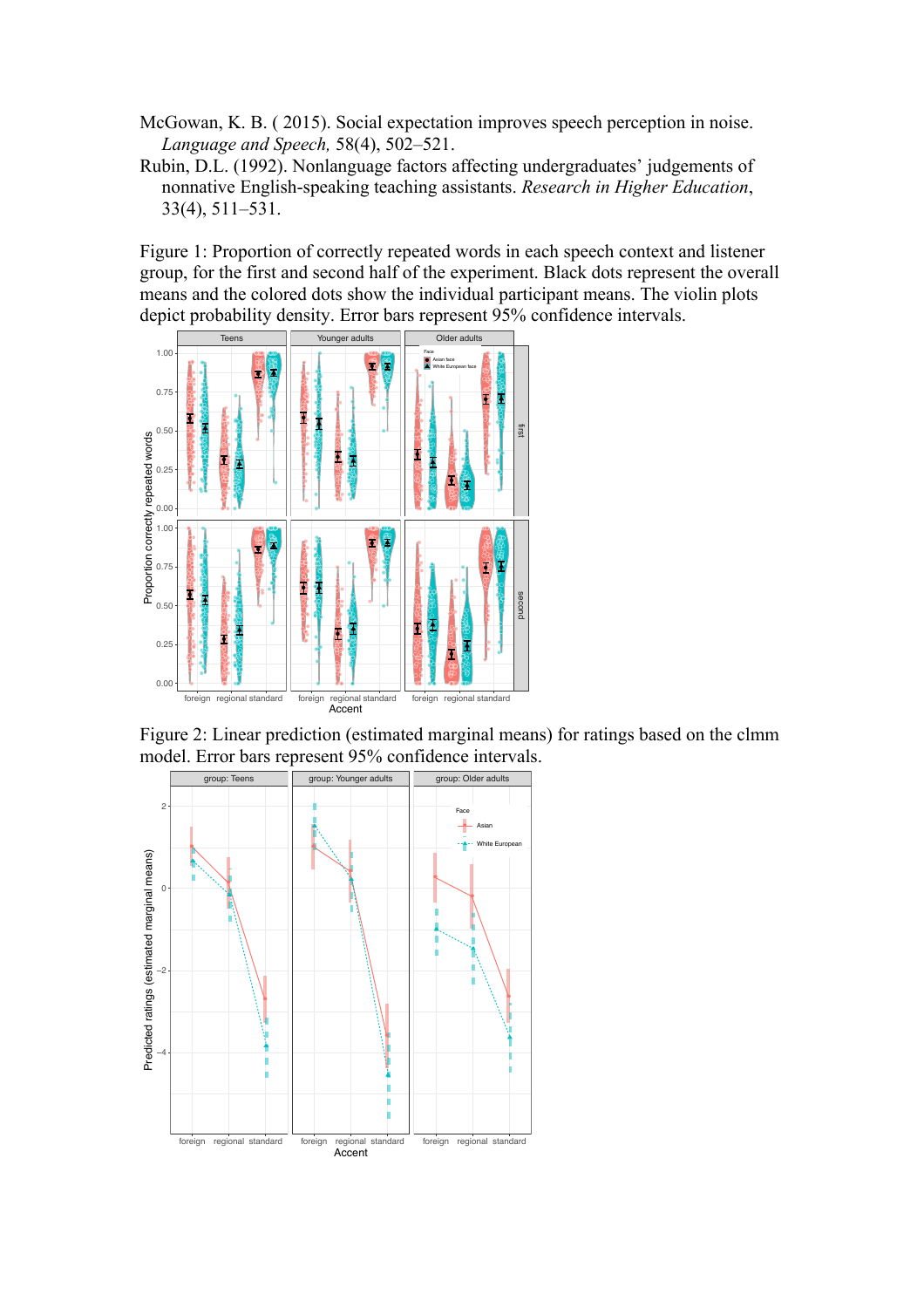McGowan, K. B. ( 2015). Social expectation improves speech perception in noise. *Language and Speech,* 58(4), 502–521.

Rubin, D.L. (1992). Nonlanguage factors affecting undergraduates' judgements of nonnative English-speaking teaching assistants. *Research in Higher Education*, 33(4), 511–531.

Figure 1: Proportion of correctly repeated words in each speech context and listener group, for the first and second half of the experiment. Black dots represent the overall means and the colored dots show the individual participant means. The violin plots depict probability density. Error bars represent 95% confidence intervals.

Teens
Younger adults
Older adults
Face
Asian face
White European face
first
second
Proportion correctly repeated words
1.00
0.75
0.50
0.25
0.00
foreign regional standard
foreign regional standard
foreign regional standard
Accent

Figure 2: Linear prediction (estimated marginal means) for ratings based on the clmm model. Error bars represent 95% confidence intervals.

group: Teens
group: Younger adults
group: Older adults
Face
Asian
White European
Predicted ratings (estimated marginal means)
2
0
-2
-4
foreign regional standard
foreign regional standard
foreign regional standard
Accent